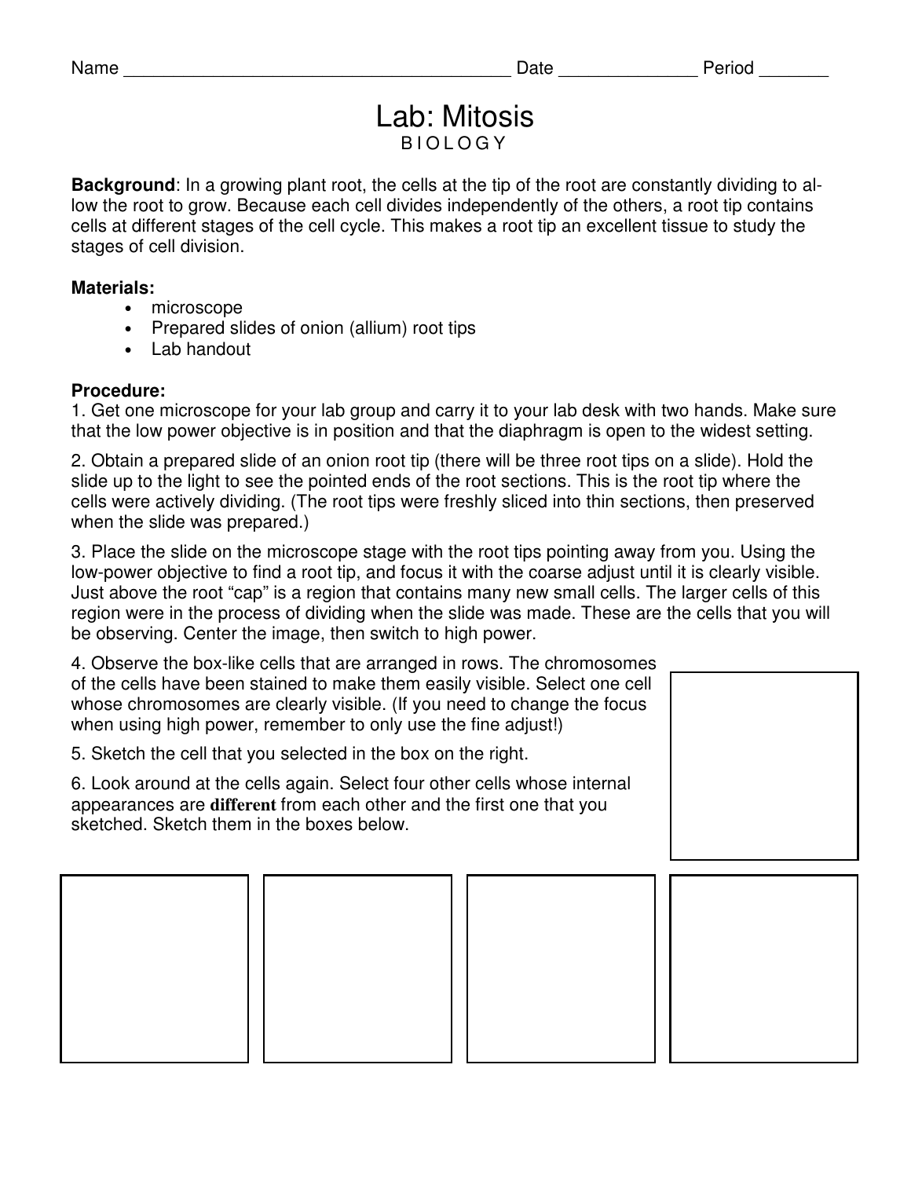Name ________________________________________ Date ______________ Period _______

# Lab: Mitosis

BIOLOGY

**Background**: In a growing plant root, the cells at the tip of the root are constantly dividing to allow the root to grow. Because each cell divides independently of the others, a root tip contains cells at different stages of the cell cycle. This makes a root tip an excellent tissue to study the stages of cell division.

**Materials:**

- microscope
- Prepared slides of onion (allium) root tips
- Lab handout

**Procedure:**

1. Get one microscope for your lab group and carry it to your lab desk with two hands. Make sure that the low power objective is in position and that the diaphragm is open to the widest setting.

2. Obtain a prepared slide of an onion root tip (there will be three root tips on a slide). Hold the slide up to the light to see the pointed ends of the root sections. This is the root tip where the cells were actively dividing. (The root tips were freshly sliced into thin sections, then preserved when the slide was prepared.)

3. Place the slide on the microscope stage with the root tips pointing away from you. Using the low-power objective to find a root tip, and focus it with the coarse adjust until it is clearly visible. Just above the root "cap" is a region that contains many new small cells. The larger cells of this region were in the process of dividing when the slide was made. These are the cells that you will be observing. Center the image, then switch to high power.

4. Observe the box-like cells that are arranged in rows. The chromosomes of the cells have been stained to make them easily visible. Select one cell whose chromosomes are clearly visible. (If you need to change the focus when using high power, remember to only use the fine adjust!)

5. Sketch the cell that you selected in the box on the right.

6. Look around at the cells again. Select four other cells whose internal appearances are **different** from each other and the first one that you sketched. Sketch them in the boxes below.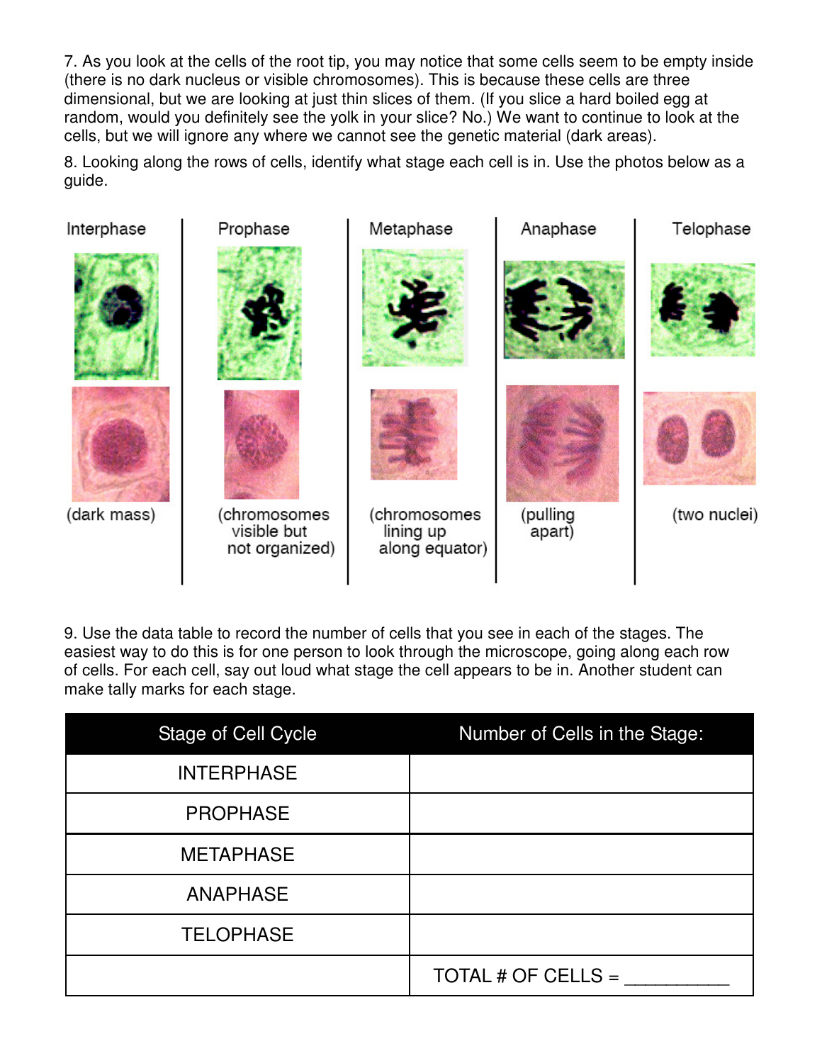7. As you look at the cells of the root tip, you may notice that some cells seem to be empty inside (there is no dark nucleus or visible chromosomes). This is because these cells are three dimensional, but we are looking at just thin slices of them. (If you slice a hard boiled egg at random, would you definitely see the yolk in your slice? No.) We want to continue to look at the cells, but we will ignore any where we cannot see the genetic material (dark areas).

8. Looking along the rows of cells, identify what stage each cell is in. Use the photos below as a guide.

| Interphase | Prophase | Metaphase | Anaphase | Telophase |
|---|---|---|---|---|
| (dark mass) | (chromosomes visible but not organized) | (chromosomes lining up along equator) | (pulling apart) | (two nuclei) |

9. Use the data table to record the number of cells that you see in each of the stages. The easiest way to do this is for one person to look through the microscope, going along each row of cells. For each cell, say out loud what stage the cell appears to be in. Another student can make tally marks for each stage.

| Stage of Cell Cycle | Number of Cells in the Stage: |
|---|---|
| INTERPHASE | |
| PROPHASE | |
| METAPHASE | |
| ANAPHASE | |
| TELOPHASE | |
| | TOTAL # OF CELLS = __________ |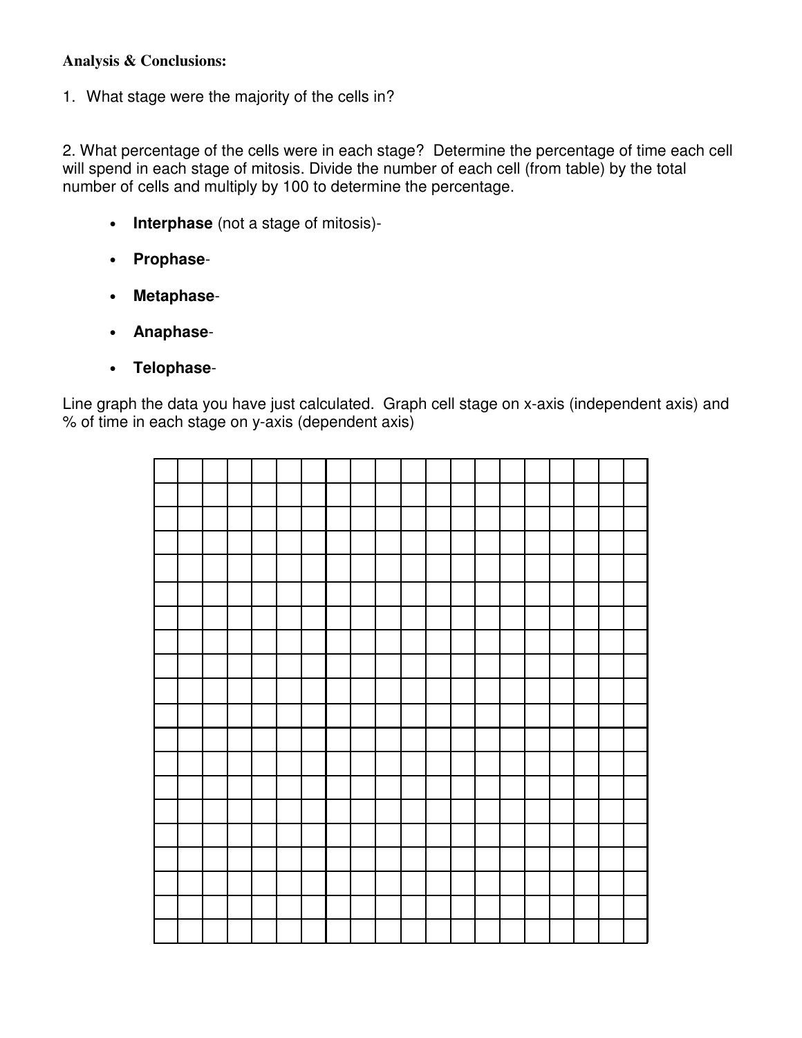**Analysis & Conclusions:**

1. What stage were the majority of the cells in?

2. What percentage of the cells were in each stage? Determine the percentage of time each cell will spend in each stage of mitosis. Divide the number of each cell (from table) by the total number of cells and multiply by 100 to determine the percentage.

- **Interphase** (not a stage of mitosis)-
- **Prophase**-
- **Metaphase**-
- **Anaphase**-
- **Telophase**-

Line graph the data you have just calculated. Graph cell stage on x-axis (independent axis) and % of time in each stage on y-axis (dependent axis)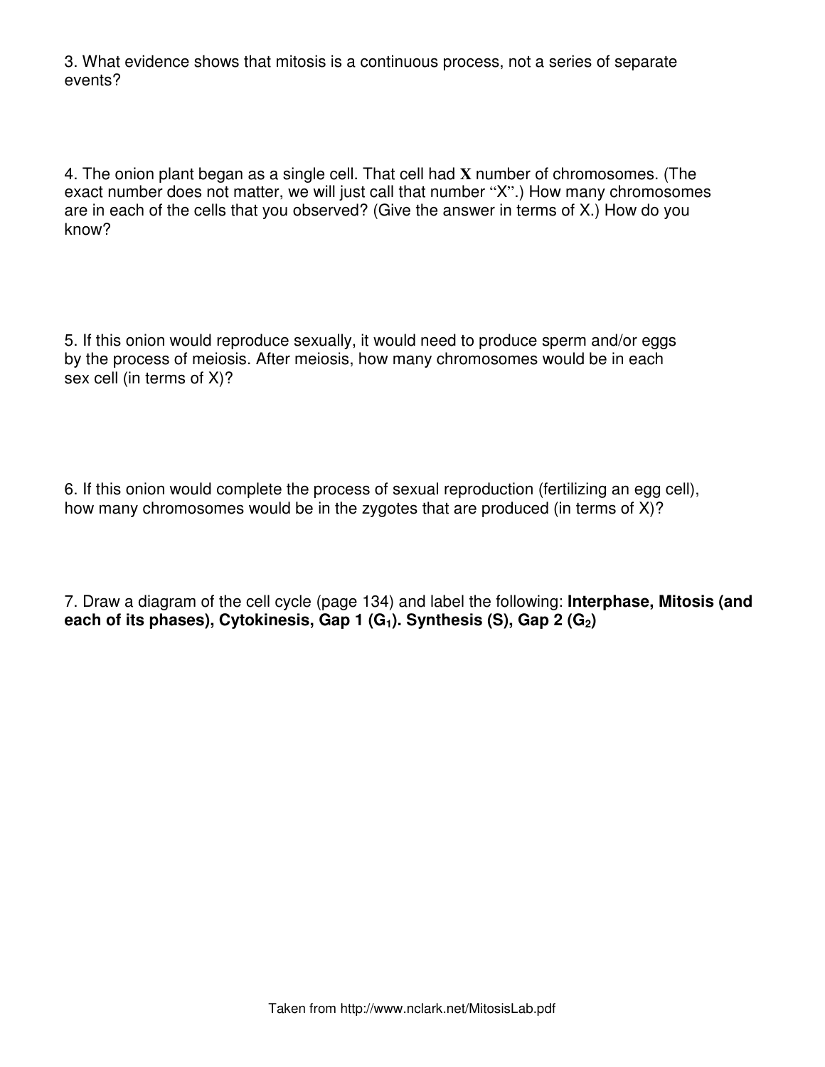3. What evidence shows that mitosis is a continuous process, not a series of separate events?

4. The onion plant began as a single cell. That cell had **X** number of chromosomes. (The exact number does not matter, we will just call that number "X".) How many chromosomes are in each of the cells that you observed? (Give the answer in terms of X.) How do you know?

5. If this onion would reproduce sexually, it would need to produce sperm and/or eggs by the process of meiosis. After meiosis, how many chromosomes would be in each sex cell (in terms of X)?

6. If this onion would complete the process of sexual reproduction (fertilizing an egg cell), how many chromosomes would be in the zygotes that are produced (in terms of X)?

7. Draw a diagram of the cell cycle (page 134) and label the following: **Interphase, Mitosis (and each of its phases), Cytokinesis, Gap 1 ($G_1$). Synthesis (S), Gap 2 ($G_2$)**

Taken from http://www.nclark.net/MitosisLab.pdf